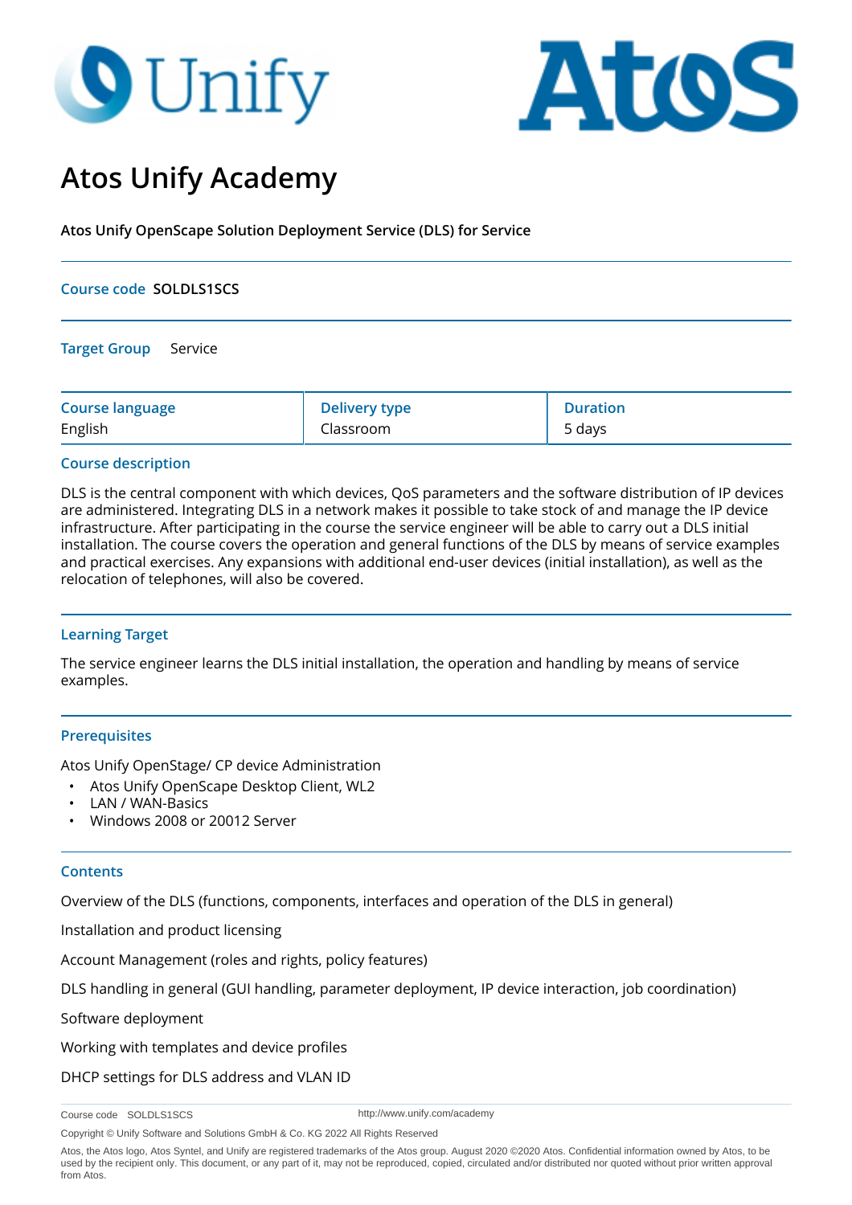# Atos Unify Academy

**Atos Unify OpenScape Solution Deployment Service (DLS) for Service**

**Course code** **SOLDLS1SCS**

**Target Group** Service

| Course language | Delivery type | Duration |
|---|---|---|
| English | Classroom | 5 days |

## Course description

DLS is the central component with which devices, QoS parameters and the software distribution of IP devices are administered. Integrating DLS in a network makes it possible to take stock of and manage the IP device infrastructure. After participating in the course the service engineer will be able to carry out a DLS initial installation. The course covers the operation and general functions of the DLS by means of service examples and practical exercises. Any expansions with additional end-user devices (initial installation), as well as the relocation of telephones, will also be covered.

## Learning Target

The service engineer learns the DLS initial installation, the operation and handling by means of service examples.

## Prerequisites

Atos Unify OpenStage/ CP device Administration

- Atos Unify OpenScape Desktop Client, WL2
- LAN / WAN-Basics
- Windows 2008 or 20012 Server

## Contents

Overview of the DLS (functions, components, interfaces and operation of the DLS in general)

Installation and product licensing

Account Management (roles and rights, policy features)

DLS handling in general (GUI handling, parameter deployment, IP device interaction, job coordination)

Software deployment

Working with templates and device profiles

DHCP settings for DLS address and VLAN ID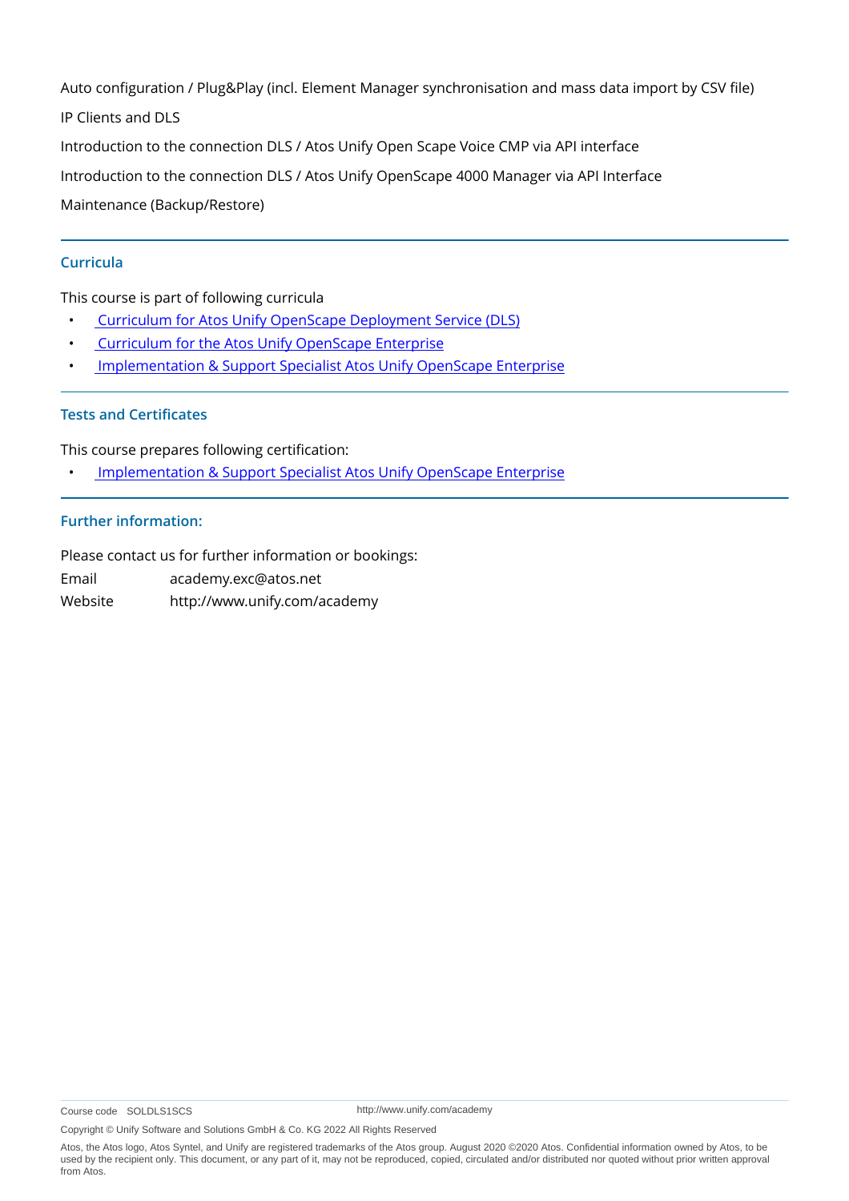Auto configuration / Plug&Play (incl. Element Manager synchronisation and mass data import by CSV file)

IP Clients and DLS

Introduction to the connection DLS / Atos Unify Open Scape Voice CMP via API interface

Introduction to the connection DLS / Atos Unify OpenScape 4000 Manager via API Interface

Maintenance (Backup/Restore)

## Curricula

This course is part of following curricula

- Curriculum for Atos Unify OpenScape Deployment Service (DLS)
- Curriculum for the Atos Unify OpenScape Enterprise
- Implementation & Support Specialist Atos Unify OpenScape Enterprise

## Tests and Certificates

This course prepares following certification:

- Implementation & Support Specialist Atos Unify OpenScape Enterprise

## Further information:

Please contact us for further information or bookings:

| | |
|---|---|
| Email | academy.exc@atos.net |
| Website | http://www.unify.com/academy |

Course code SOLDLS1SCS

Copyright © Unify Software and Solutions GmbH & Co. KG 2022 All Rights Reserved

Atos, the Atos logo, Atos Syntel, and Unify are registered trademarks of the Atos group. August 2020 ©2020 Atos. Confidential information owned by Atos, to be used by the recipient only. This document, or any part of it, may not be reproduced, copied, circulated and/or distributed nor quoted without prior written approval from Atos.